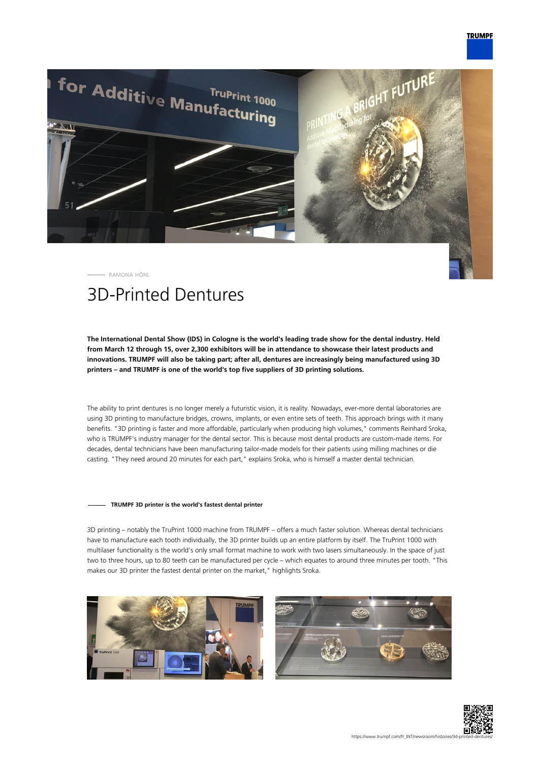RAMONA HÖNL

# 3D-Printed Dentures

**The International Dental Show (IDS) in Cologne is the world's leading trade show for the dental industry. Held from March 12 through 15, over 2,300 exhibitors will be in attendance to showcase their latest products and innovations. TRUMPF will also be taking part; after all, dentures are increasingly being manufactured using 3D printers – and TRUMPF is one of the world's top five suppliers of 3D printing solutions.**

The ability to print dentures is no longer merely a futuristic vision, it is reality. Nowadays, ever-more dental laboratories are using 3D printing to manufacture bridges, crowns, implants, or even entire sets of teeth. This approach brings with it many benefits. "3D printing is faster and more affordable, particularly when producing high volumes," comments Reinhard Sroka, who is TRUMPF's industry manager for the dental sector. This is because most dental products are custom-made items. For decades, dental technicians have been manufacturing tailor-made models for their patients using milling machines or die casting. "They need around 20 minutes for each part," explains Sroka, who is himself a master dental technician.

## TRUMPF 3D printer is the world's fastest dental printer

3D printing – notably the TruPrint 1000 machine from TRUMPF – offers a much faster solution. Whereas dental technicians have to manufacture each tooth individually, the 3D printer builds up an entire platform by itself. The TruPrint 1000 with multilaser functionality is the world's only small format machine to work with two lasers simultaneously. In the space of just two to three hours, up to 80 teeth can be manufactured per cycle – which equates to around three minutes per tooth. "This makes our 3D printer the fastest dental printer on the market," highlights Sroka.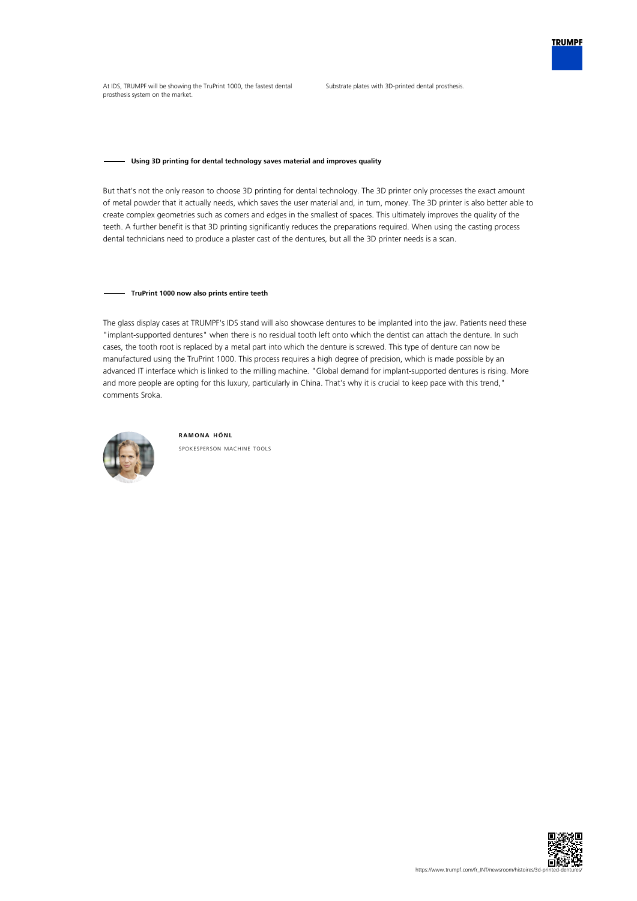At IDS, TRUMPF will be showing the TruPrint 1000, the fastest dental prosthesis system on the market.

Substrate plates with 3D-printed dental prosthesis.

## Using 3D printing for dental technology saves material and improves quality

But that's not the only reason to choose 3D printing for dental technology. The 3D printer only processes the exact amount of metal powder that it actually needs, which saves the user material and, in turn, money. The 3D printer is also better able to create complex geometries such as corners and edges in the smallest of spaces. This ultimately improves the quality of the teeth. A further benefit is that 3D printing significantly reduces the preparations required. When using the casting process dental technicians need to produce a plaster cast of the dentures, but all the 3D printer needs is a scan.

## TruPrint 1000 now also prints entire teeth

The glass display cases at TRUMPF's IDS stand will also showcase dentures to be implanted into the jaw. Patients need these "implant-supported dentures" when there is no residual tooth left onto which the dentist can attach the denture. In such cases, the tooth root is replaced by a metal part into which the denture is screwed. This type of denture can now be manufactured using the TruPrint 1000. This process requires a high degree of precision, which is made possible by an advanced IT interface which is linked to the milling machine. "Global demand for implant-supported dentures is rising. More and more people are opting for this luxury, particularly in China. That's why it is crucial to keep pace with this trend," comments Sroka.

**RAMONA HÖNL**

SPOKESPERSON MACHINE TOOLS